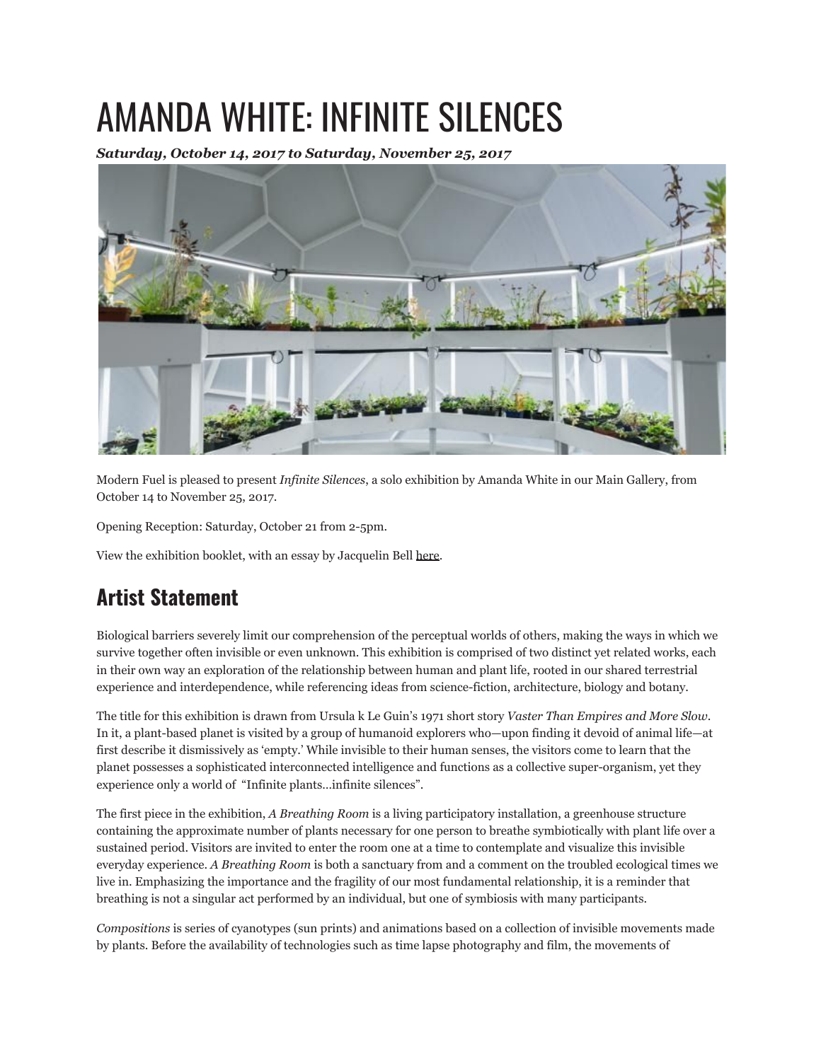# AMANDA WHITE: INFINITE SILENCES

***Saturday, October 14, 2017 to Saturday, November 25, 2017***

Modern Fuel is pleased to present *Infinite Silences*, a solo exhibition by Amanda White in our Main Gallery, from October 14 to November 25, 2017.

Opening Reception: Saturday, October 21 from 2-5pm.

View the exhibition booklet, with an essay by Jacquelin Bell here.

## Artist Statement

Biological barriers severely limit our comprehension of the perceptual worlds of others, making the ways in which we survive together often invisible or even unknown. This exhibition is comprised of two distinct yet related works, each in their own way an exploration of the relationship between human and plant life, rooted in our shared terrestrial experience and interdependence, while referencing ideas from science-fiction, architecture, biology and botany.

The title for this exhibition is drawn from Ursula k Le Guin's 1971 short story *Vaster Than Empires and More Slow*. In it, a plant-based planet is visited by a group of humanoid explorers who—upon finding it devoid of animal life—at first describe it dismissively as 'empty.' While invisible to their human senses, the visitors come to learn that the planet possesses a sophisticated interconnected intelligence and functions as a collective super-organism, yet they experience only a world of "Infinite plants…infinite silences".

The first piece in the exhibition, *A Breathing Room* is a living participatory installation, a greenhouse structure containing the approximate number of plants necessary for one person to breathe symbiotically with plant life over a sustained period. Visitors are invited to enter the room one at a time to contemplate and visualize this invisible everyday experience. *A Breathing Room* is both a sanctuary from and a comment on the troubled ecological times we live in. Emphasizing the importance and the fragility of our most fundamental relationship, it is a reminder that breathing is not a singular act performed by an individual, but one of symbiosis with many participants.

*Compositions* is series of cyanotypes (sun prints) and animations based on a collection of invisible movements made by plants. Before the availability of technologies such as time lapse photography and film, the movements of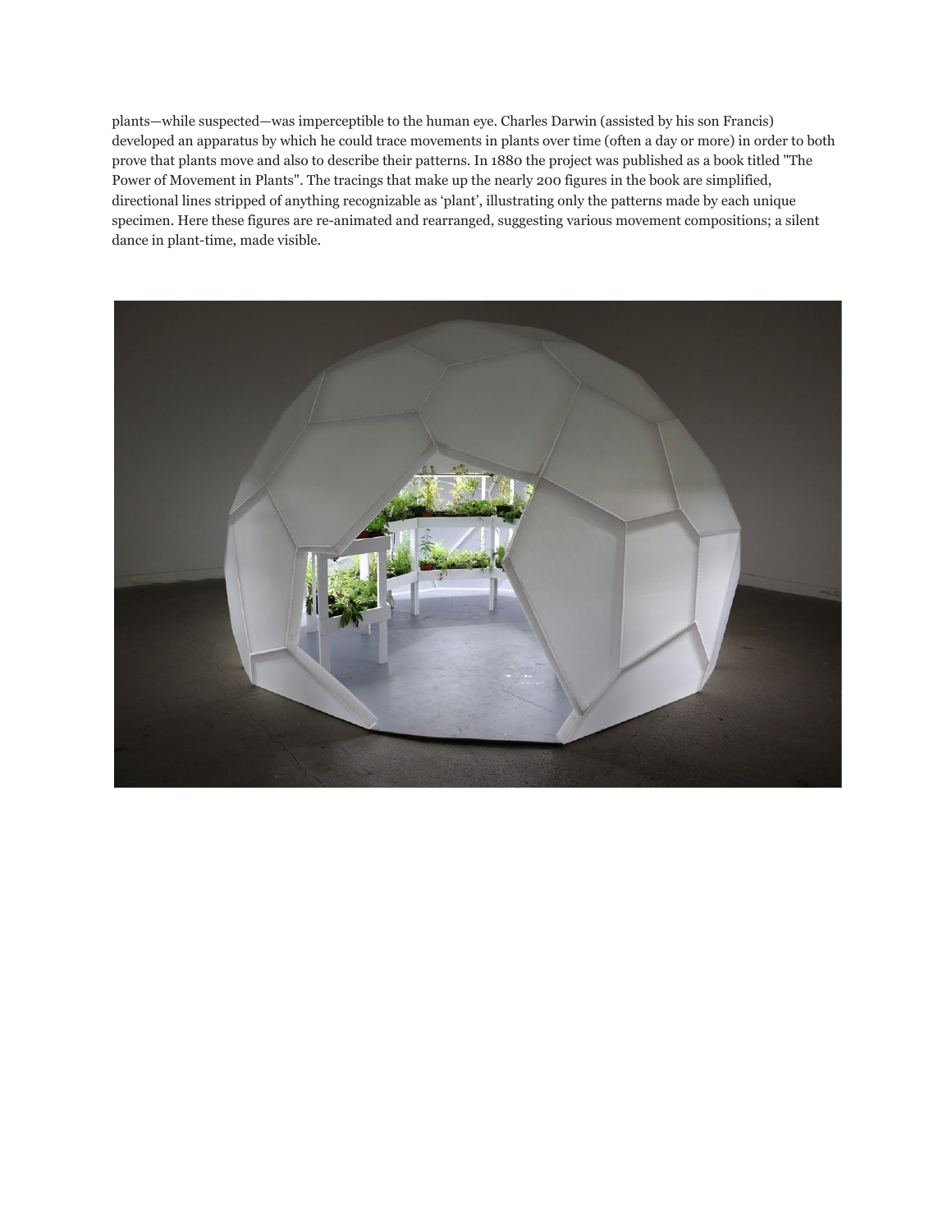plants—while suspected—was imperceptible to the human eye. Charles Darwin (assisted by his son Francis) developed an apparatus by which he could trace movements in plants over time (often a day or more) in order to both prove that plants move and also to describe their patterns. In 1880 the project was published as a book titled "The Power of Movement in Plants". The tracings that make up the nearly 200 figures in the book are simplified, directional lines stripped of anything recognizable as 'plant', illustrating only the patterns made by each unique specimen. Here these figures are re-animated and rearranged, suggesting various movement compositions; a silent dance in plant-time, made visible.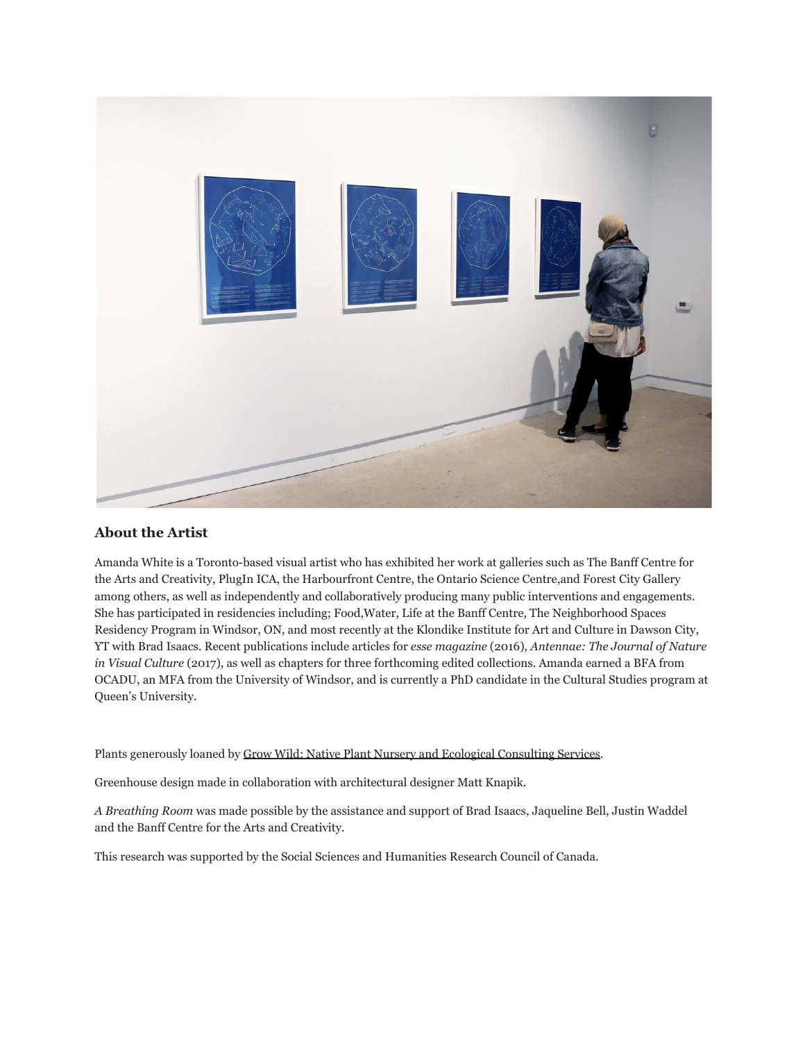## About the Artist

Amanda White is a Toronto-based visual artist who has exhibited her work at galleries such as The Banff Centre for the Arts and Creativity, PlugIn ICA, the Harbourfront Centre, the Ontario Science Centre,and Forest City Gallery among others, as well as independently and collaboratively producing many public interventions and engagements. She has participated in residencies including; Food,Water, Life at the Banff Centre, The Neighborhood Spaces Residency Program in Windsor, ON, and most recently at the Klondike Institute for Art and Culture in Dawson City, YT with Brad Isaacs. Recent publications include articles for *esse magazine* (2016), *Antennae: The Journal of Nature in Visual Culture* (2017), as well as chapters for three forthcoming edited collections. Amanda earned a BFA from OCADU, an MFA from the University of Windsor, and is currently a PhD candidate in the Cultural Studies program at Queen's University.

Plants generously loaned by Grow Wild: Native Plant Nursery and Ecological Consulting Services.

Greenhouse design made in collaboration with architectural designer Matt Knapik.

*A Breathing Room* was made possible by the assistance and support of Brad Isaacs, Jaqueline Bell, Justin Waddel and the Banff Centre for the Arts and Creativity.

This research was supported by the Social Sciences and Humanities Research Council of Canada.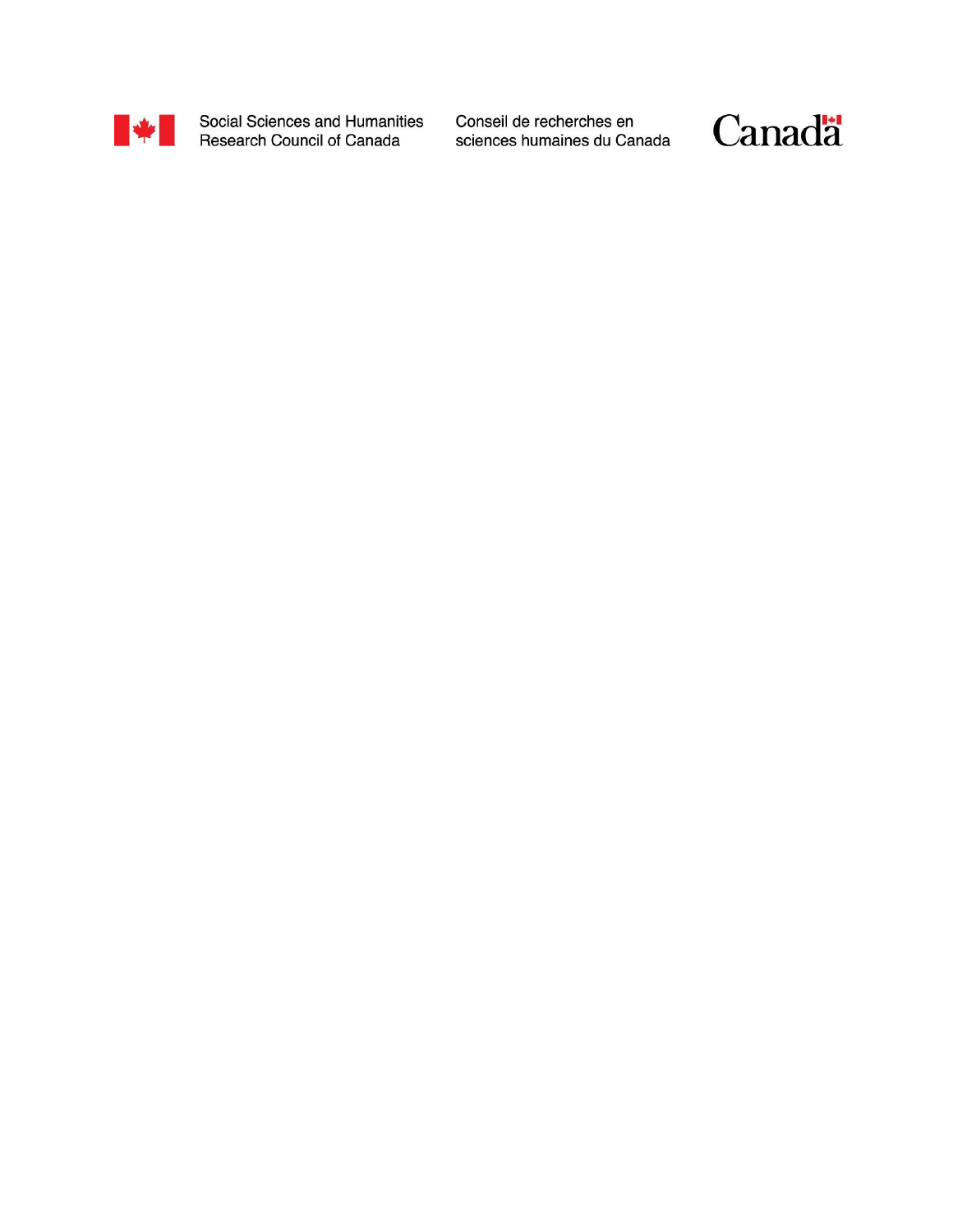Social Sciences and Humanities Research Council of Canada

Conseil de recherches en sciences humaines du Canada

Canada